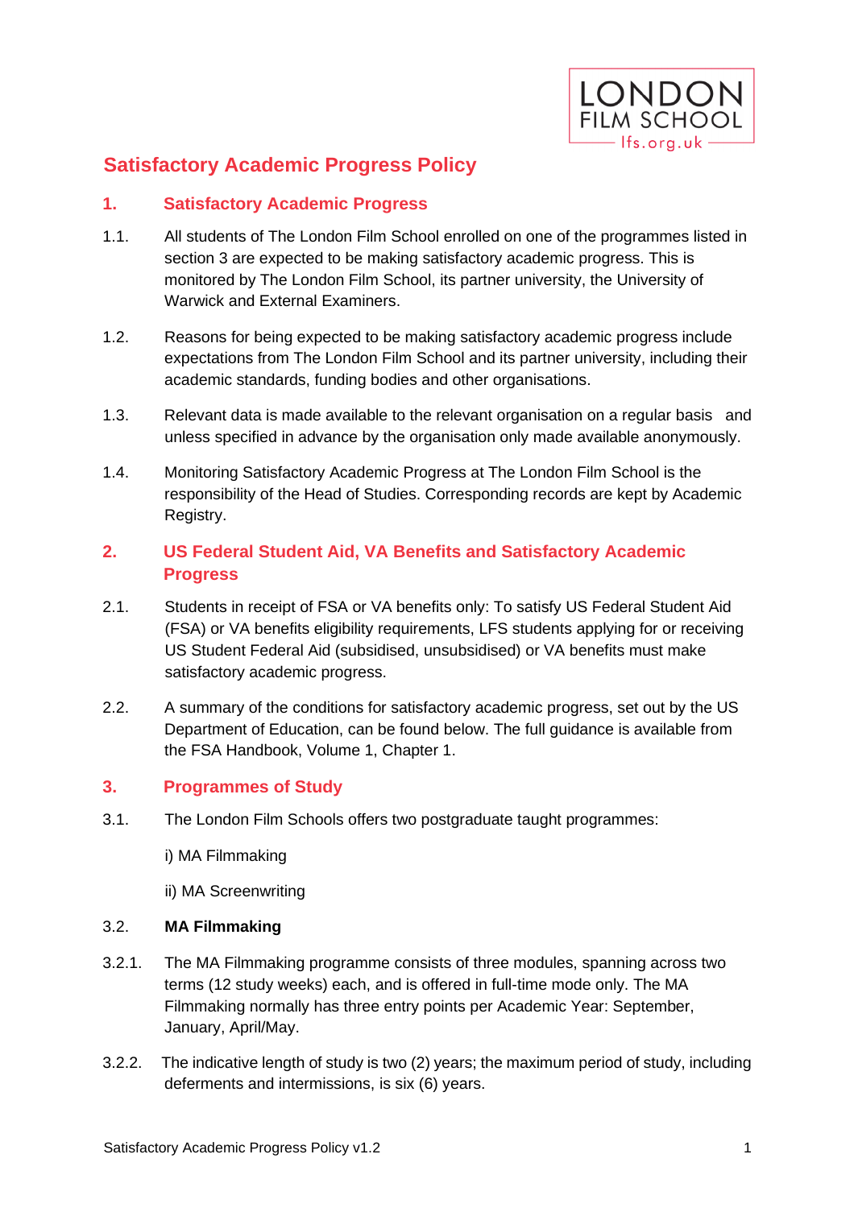# Satisfactory Academic Progress Policy

## 1. Satisfactory Academic Progress

1.1. All students of The London Film School enrolled on one of the programmes listed in section 3 are expected to be making satisfactory academic progress. This is monitored by The London Film School, its partner university, the University of Warwick and External Examiners.

1.2. Reasons for being expected to be making satisfactory academic progress include expectations from The London Film School and its partner university, including their academic standards, funding bodies and other organisations.

1.3. Relevant data is made available to the relevant organisation on a regular basis and unless specified in advance by the organisation only made available anonymously.

1.4. Monitoring Satisfactory Academic Progress at The London Film School is the responsibility of the Head of Studies. Corresponding records are kept by Academic Registry.

## 2. US Federal Student Aid, VA Benefits and Satisfactory Academic Progress

2.1. Students in receipt of FSA or VA benefits only: To satisfy US Federal Student Aid (FSA) or VA benefits eligibility requirements, LFS students applying for or receiving US Student Federal Aid (subsidised, unsubsidised) or VA benefits must make satisfactory academic progress.

2.2. A summary of the conditions for satisfactory academic progress, set out by the US Department of Education, can be found below. The full guidance is available from the FSA Handbook, Volume 1, Chapter 1.

## 3. Programmes of Study

3.1. The London Film Schools offers two postgraduate taught programmes:

i) MA Filmmaking

ii) MA Screenwriting

3.2. **MA Filmmaking**

3.2.1. The MA Filmmaking programme consists of three modules, spanning across two terms (12 study weeks) each, and is offered in full-time mode only. The MA Filmmaking normally has three entry points per Academic Year: September, January, April/May.

3.2.2. The indicative length of study is two (2) years; the maximum period of study, including deferments and intermissions, is six (6) years.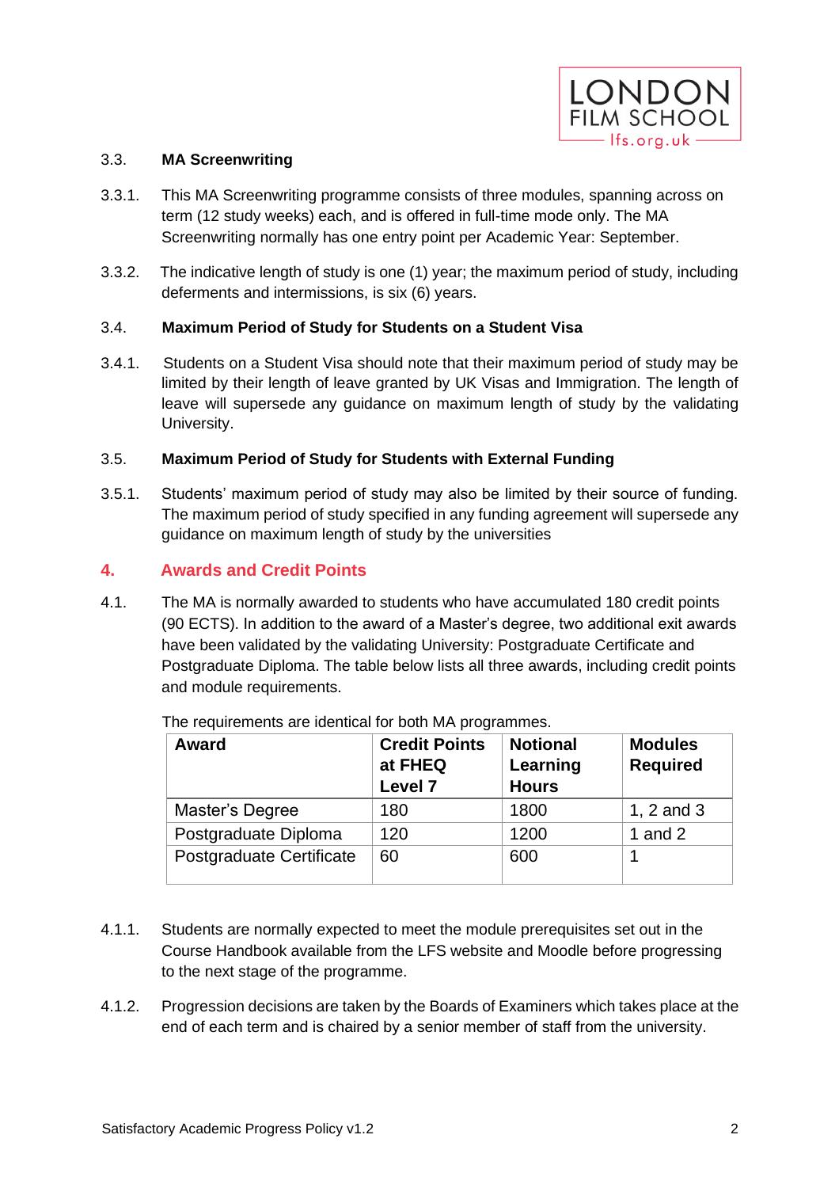### 3.3. MA Screenwriting

3.3.1. This MA Screenwriting programme consists of three modules, spanning across on term (12 study weeks) each, and is offered in full-time mode only. The MA Screenwriting normally has one entry point per Academic Year: September.

3.3.2. The indicative length of study is one (1) year; the maximum period of study, including deferments and intermissions, is six (6) years.

### 3.4. Maximum Period of Study for Students on a Student Visa

3.4.1. Students on a Student Visa should note that their maximum period of study may be limited by their length of leave granted by UK Visas and Immigration. The length of leave will supersede any guidance on maximum length of study by the validating University.

### 3.5. Maximum Period of Study for Students with External Funding

3.5.1. Students' maximum period of study may also be limited by their source of funding. The maximum period of study specified in any funding agreement will supersede any guidance on maximum length of study by the universities

## 4. Awards and Credit Points

4.1. The MA is normally awarded to students who have accumulated 180 credit points (90 ECTS). In addition to the award of a Master's degree, two additional exit awards have been validated by the validating University: Postgraduate Certificate and Postgraduate Diploma. The table below lists all three awards, including credit points and module requirements.

The requirements are identical for both MA programmes.

| Award | Credit Points at FHEQ Level 7 | Notional Learning Hours | Modules Required |
|---|---|---|---|
| Master's Degree | 180 | 1800 | 1, 2 and 3 |
| Postgraduate Diploma | 120 | 1200 | 1 and 2 |
| Postgraduate Certificate | 60 | 600 | 1 |

4.1.1. Students are normally expected to meet the module prerequisites set out in the Course Handbook available from the LFS website and Moodle before progressing to the next stage of the programme.

4.1.2. Progression decisions are taken by the Boards of Examiners which takes place at the end of each term and is chaired by a senior member of staff from the university.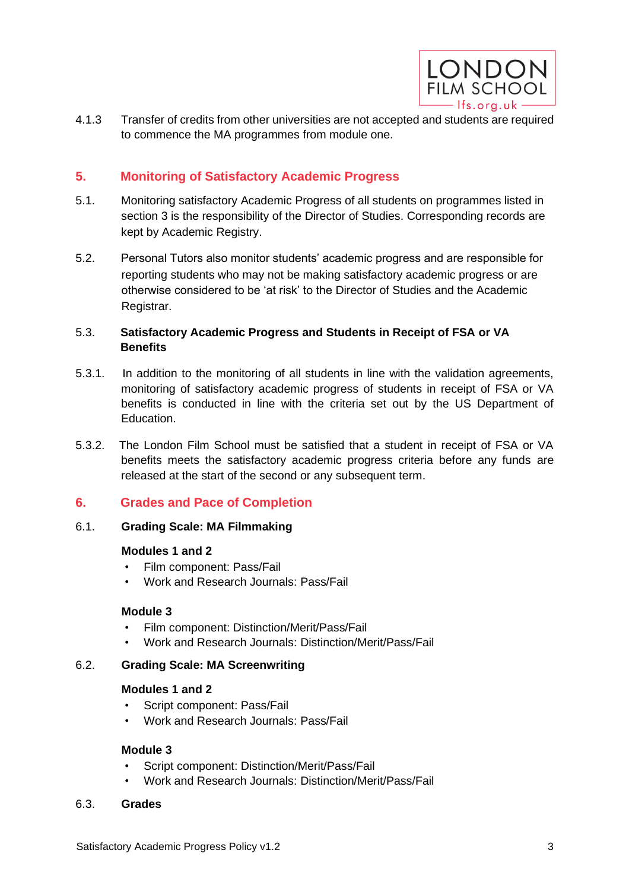4.1.3 Transfer of credits from other universities are not accepted and students are required to commence the MA programmes from module one.

## 5. Monitoring of Satisfactory Academic Progress

5.1. Monitoring satisfactory Academic Progress of all students on programmes listed in section 3 is the responsibility of the Director of Studies. Corresponding records are kept by Academic Registry.

5.2. Personal Tutors also monitor students' academic progress and are responsible for reporting students who may not be making satisfactory academic progress or are otherwise considered to be 'at risk' to the Director of Studies and the Academic Registrar.

### 5.3. Satisfactory Academic Progress and Students in Receipt of FSA or VA Benefits

5.3.1. In addition to the monitoring of all students in line with the validation agreements, monitoring of satisfactory academic progress of students in receipt of FSA or VA benefits is conducted in line with the criteria set out by the US Department of Education.

5.3.2. The London Film School must be satisfied that a student in receipt of FSA or VA benefits meets the satisfactory academic progress criteria before any funds are released at the start of the second or any subsequent term.

## 6. Grades and Pace of Completion

### 6.1. Grading Scale: MA Filmmaking

**Modules 1 and 2**

- Film component: Pass/Fail
- Work and Research Journals: Pass/Fail

**Module 3**

- Film component: Distinction/Merit/Pass/Fail
- Work and Research Journals: Distinction/Merit/Pass/Fail

### 6.2. Grading Scale: MA Screenwriting

**Modules 1 and 2**

- Script component: Pass/Fail
- Work and Research Journals: Pass/Fail

**Module 3**

- Script component: Distinction/Merit/Pass/Fail
- Work and Research Journals: Distinction/Merit/Pass/Fail

### 6.3. Grades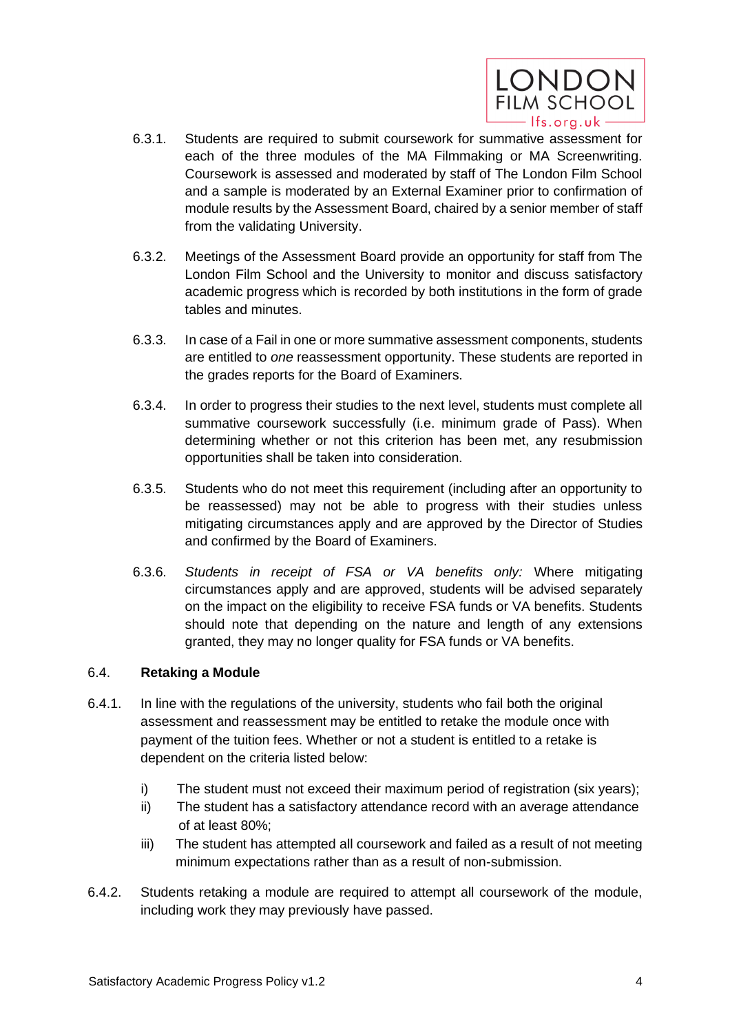6.3.1. Students are required to submit coursework for summative assessment for each of the three modules of the MA Filmmaking or MA Screenwriting. Coursework is assessed and moderated by staff of The London Film School and a sample is moderated by an External Examiner prior to confirmation of module results by the Assessment Board, chaired by a senior member of staff from the validating University.

6.3.2. Meetings of the Assessment Board provide an opportunity for staff from The London Film School and the University to monitor and discuss satisfactory academic progress which is recorded by both institutions in the form of grade tables and minutes.

6.3.3. In case of a Fail in one or more summative assessment components, students are entitled to *one* reassessment opportunity. These students are reported in the grades reports for the Board of Examiners.

6.3.4. In order to progress their studies to the next level, students must complete all summative coursework successfully (i.e. minimum grade of Pass). When determining whether or not this criterion has been met, any resubmission opportunities shall be taken into consideration.

6.3.5. Students who do not meet this requirement (including after an opportunity to be reassessed) may not be able to progress with their studies unless mitigating circumstances apply and are approved by the Director of Studies and confirmed by the Board of Examiners.

6.3.6. *Students in receipt of FSA or VA benefits only:* Where mitigating circumstances apply and are approved, students will be advised separately on the impact on the eligibility to receive FSA funds or VA benefits. Students should note that depending on the nature and length of any extensions granted, they may no longer quality for FSA funds or VA benefits.

### 6.4. **Retaking a Module**

6.4.1. In line with the regulations of the university, students who fail both the original assessment and reassessment may be entitled to retake the module once with payment of the tuition fees. Whether or not a student is entitled to a retake is dependent on the criteria listed below:

- i) The student must not exceed their maximum period of registration (six years);
- ii) The student has a satisfactory attendance record with an average attendance of at least 80%;
- iii) The student has attempted all coursework and failed as a result of not meeting minimum expectations rather than as a result of non-submission.

6.4.2. Students retaking a module are required to attempt all coursework of the module, including work they may previously have passed.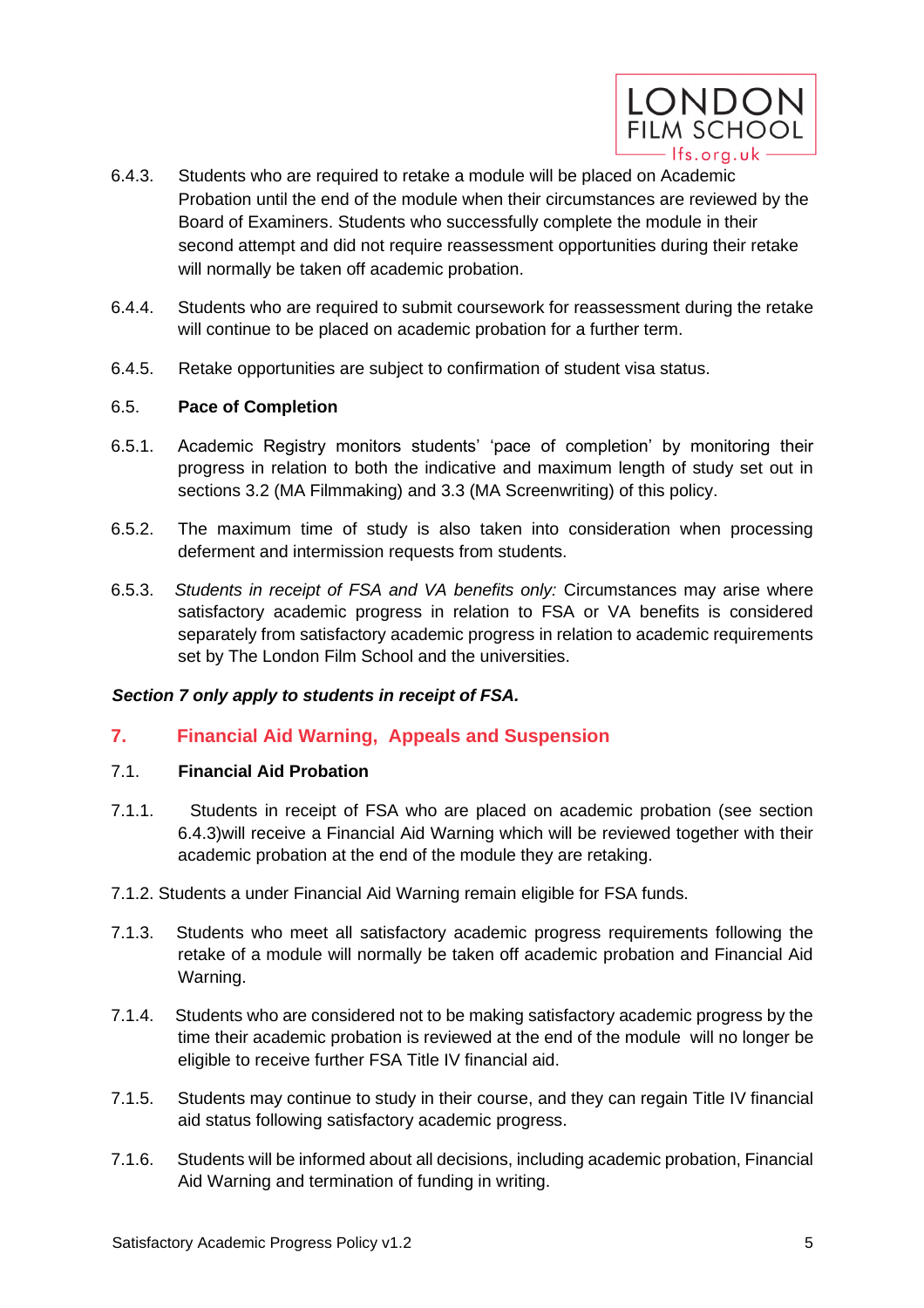6.4.3. Students who are required to retake a module will be placed on Academic Probation until the end of the module when their circumstances are reviewed by the Board of Examiners. Students who successfully complete the module in their second attempt and did not require reassessment opportunities during their retake will normally be taken off academic probation.

6.4.4. Students who are required to submit coursework for reassessment during the retake will continue to be placed on academic probation for a further term.

6.4.5. Retake opportunities are subject to confirmation of student visa status.

6.5. **Pace of Completion**

6.5.1. Academic Registry monitors students' 'pace of completion' by monitoring their progress in relation to both the indicative and maximum length of study set out in sections 3.2 (MA Filmmaking) and 3.3 (MA Screenwriting) of this policy.

6.5.2. The maximum time of study is also taken into consideration when processing deferment and intermission requests from students.

6.5.3. *Students in receipt of FSA and VA benefits only:* Circumstances may arise where satisfactory academic progress in relation to FSA or VA benefits is considered separately from satisfactory academic progress in relation to academic requirements set by The London Film School and the universities.

***Section 7 only apply to students in receipt of FSA.***

## 7. Financial Aid Warning, Appeals and Suspension

7.1. **Financial Aid Probation**

7.1.1. Students in receipt of FSA who are placed on academic probation (see section 6.4.3)will receive a Financial Aid Warning which will be reviewed together with their academic probation at the end of the module they are retaking.

7.1.2. Students a under Financial Aid Warning remain eligible for FSA funds.

7.1.3. Students who meet all satisfactory academic progress requirements following the retake of a module will normally be taken off academic probation and Financial Aid Warning.

7.1.4. Students who are considered not to be making satisfactory academic progress by the time their academic probation is reviewed at the end of the module will no longer be eligible to receive further FSA Title IV financial aid.

7.1.5. Students may continue to study in their course, and they can regain Title IV financial aid status following satisfactory academic progress.

7.1.6. Students will be informed about all decisions, including academic probation, Financial Aid Warning and termination of funding in writing.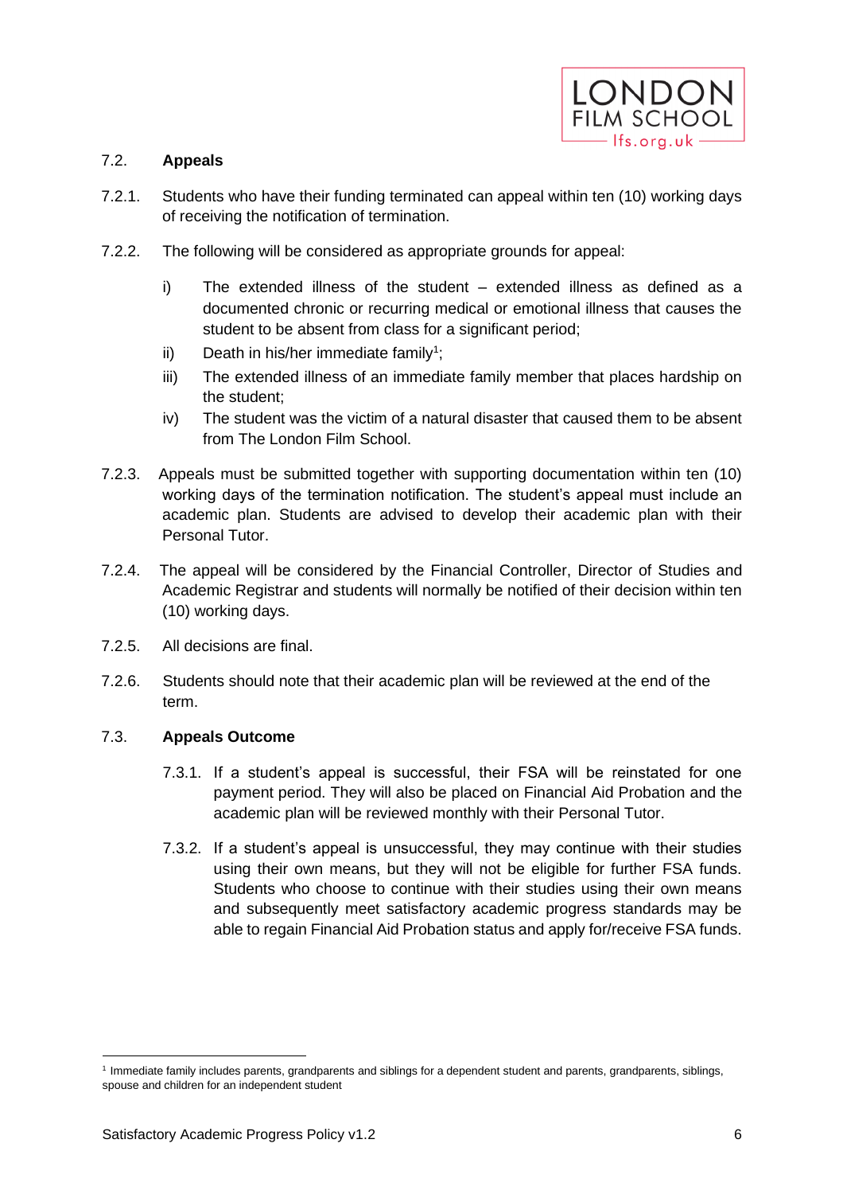## 7.2. Appeals

7.2.1. Students who have their funding terminated can appeal within ten (10) working days of receiving the notification of termination.

7.2.2. The following will be considered as appropriate grounds for appeal:

i) The extended illness of the student – extended illness as defined as a documented chronic or recurring medical or emotional illness that causes the student to be absent from class for a significant period;

ii) Death in his/her immediate family[1];

iii) The extended illness of an immediate family member that places hardship on the student;

iv) The student was the victim of a natural disaster that caused them to be absent from The London Film School.

7.2.3. Appeals must be submitted together with supporting documentation within ten (10) working days of the termination notification. The student's appeal must include an academic plan. Students are advised to develop their academic plan with their Personal Tutor.

7.2.4. The appeal will be considered by the Financial Controller, Director of Studies and Academic Registrar and students will normally be notified of their decision within ten (10) working days.

7.2.5. All decisions are final.

7.2.6. Students should note that their academic plan will be reviewed at the end of the term.

## 7.3. Appeals Outcome

7.3.1. If a student's appeal is successful, their FSA will be reinstated for one payment period. They will also be placed on Financial Aid Probation and the academic plan will be reviewed monthly with their Personal Tutor.

7.3.2. If a student's appeal is unsuccessful, they may continue with their studies using their own means, but they will not be eligible for further FSA funds. Students who choose to continue with their studies using their own means and subsequently meet satisfactory academic progress standards may be able to regain Financial Aid Probation status and apply for/receive FSA funds.

---

[1] Immediate family includes parents, grandparents and siblings for a dependent student and parents, grandparents, siblings, spouse and children for an independent student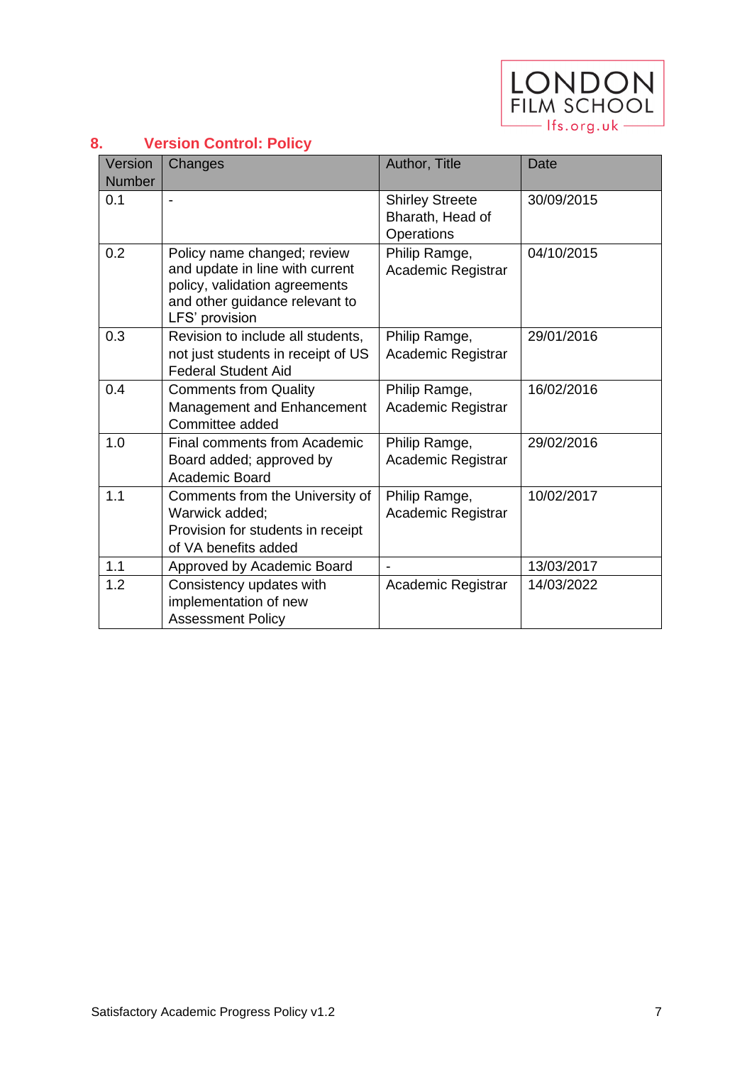## 8. Version Control: Policy

| Version Number | Changes | Author, Title | Date |
|---|---|---|---|
| 0.1 | - | Shirley Streete Bharath, Head of Operations | 30/09/2015 |
| 0.2 | Policy name changed; review and update in line with current policy, validation agreements and other guidance relevant to LFS' provision | Philip Ramge, Academic Registrar | 04/10/2015 |
| 0.3 | Revision to include all students, not just students in receipt of US Federal Student Aid | Philip Ramge, Academic Registrar | 29/01/2016 |
| 0.4 | Comments from Quality Management and Enhancement Committee added | Philip Ramge, Academic Registrar | 16/02/2016 |
| 1.0 | Final comments from Academic Board added; approved by Academic Board | Philip Ramge, Academic Registrar | 29/02/2016 |
| 1.1 | Comments from the University of Warwick added; Provision for students in receipt of VA benefits added | Philip Ramge, Academic Registrar | 10/02/2017 |
| 1.1 | Approved by Academic Board | - | 13/03/2017 |
| 1.2 | Consistency updates with implementation of new Assessment Policy | Academic Registrar | 14/03/2022 |